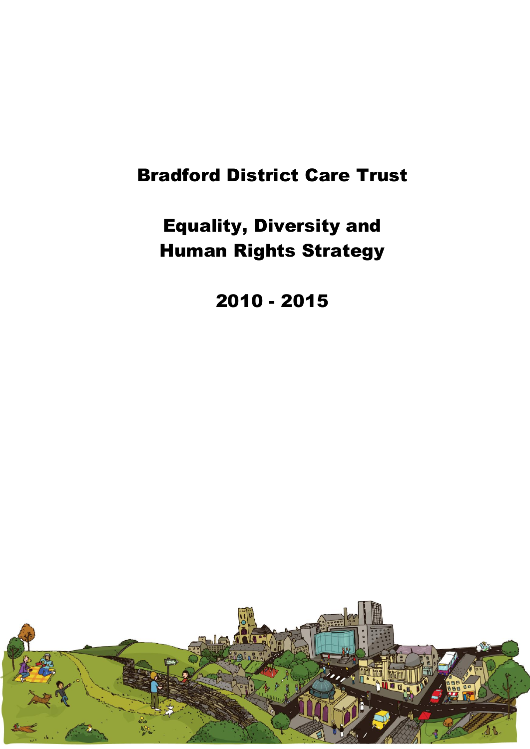# Bradford District Care Trust

# Equality, Diversity and Human Rights Strategy

# 2010 - 2015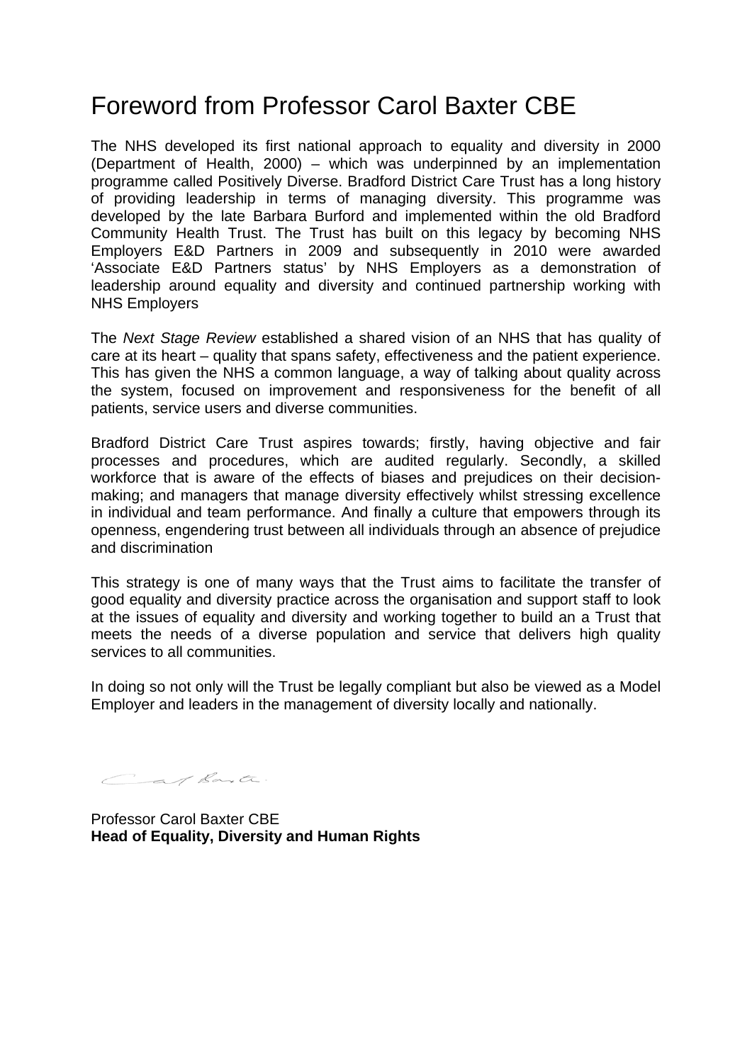# Foreword from Professor Carol Baxter CBE

The NHS developed its first national approach to equality and diversity in 2000 (Department of Health, 2000) – which was underpinned by an implementation programme called Positively Diverse. Bradford District Care Trust has a long history of providing leadership in terms of managing diversity. This programme was developed by the late Barbara Burford and implemented within the old Bradford Community Health Trust. The Trust has built on this legacy by becoming NHS Employers E&D Partners in 2009 and subsequently in 2010 were awarded 'Associate E&D Partners status' by NHS Employers as a demonstration of leadership around equality and diversity and continued partnership working with NHS Employers

The *Next Stage Review* established a shared vision of an NHS that has quality of care at its heart – quality that spans safety, effectiveness and the patient experience. This has given the NHS a common language, a way of talking about quality across the system, focused on improvement and responsiveness for the benefit of all patients, service users and diverse communities.

Bradford District Care Trust aspires towards; firstly, having objective and fair processes and procedures, which are audited regularly. Secondly, a skilled workforce that is aware of the effects of biases and prejudices on their decision-making; and managers that manage diversity effectively whilst stressing excellence in individual and team performance. And finally a culture that empowers through its openness, engendering trust between all individuals through an absence of prejudice and discrimination

This strategy is one of many ways that the Trust aims to facilitate the transfer of good equality and diversity practice across the organisation and support staff to look at the issues of equality and diversity and working together to build an a Trust that meets the needs of a diverse population and service that delivers high quality services to all communities.

In doing so not only will the Trust be legally compliant but also be viewed as a Model Employer and leaders in the management of diversity locally and nationally.

Professor Carol Baxter CBE
**Head of Equality, Diversity and Human Rights**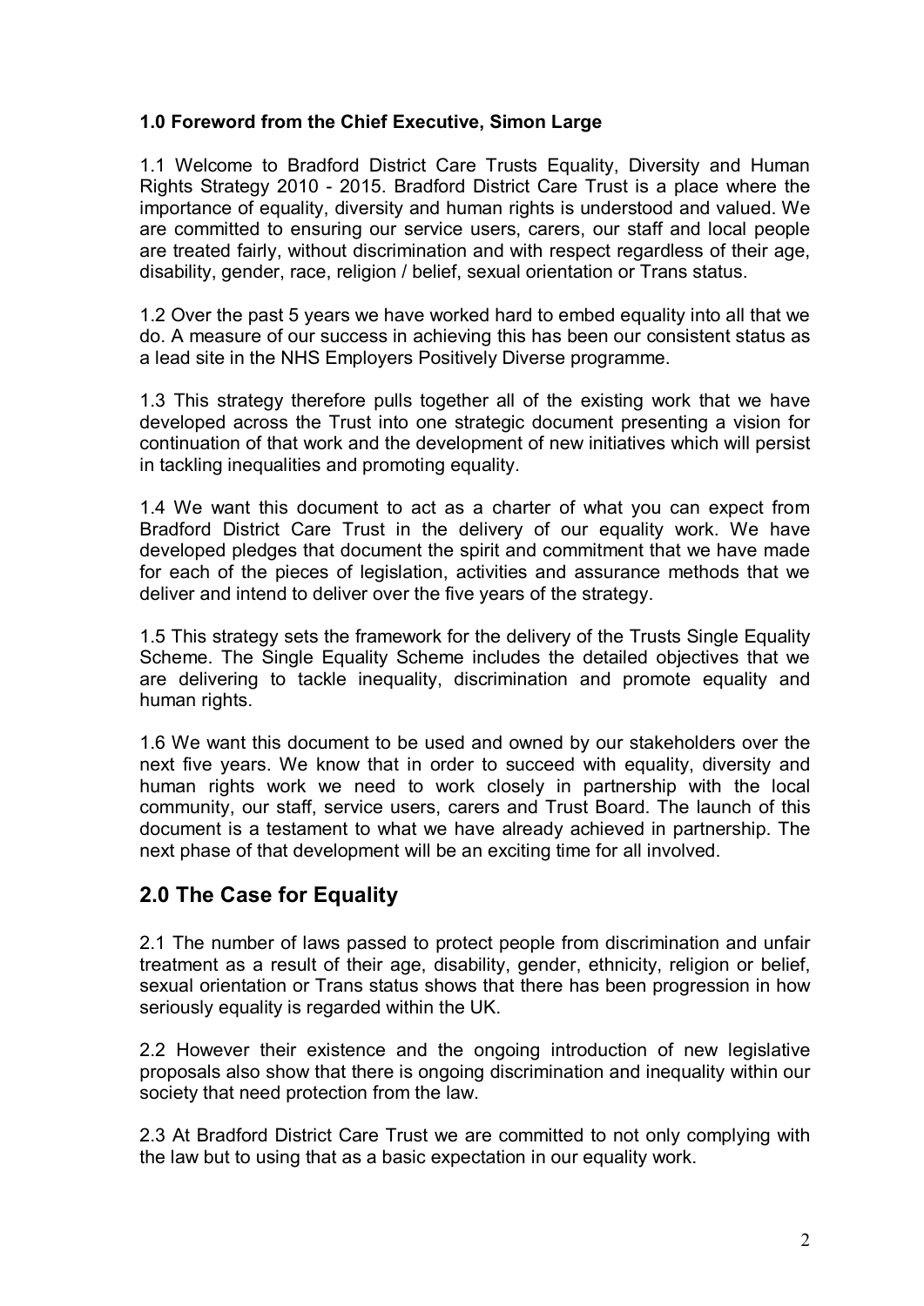**1.0 Foreword from the Chief Executive, Simon Large**

1.1 Welcome to Bradford District Care Trusts Equality, Diversity and Human Rights Strategy 2010 - 2015. Bradford District Care Trust is a place where the importance of equality, diversity and human rights is understood and valued. We are committed to ensuring our service users, carers, our staff and local people are treated fairly, without discrimination and with respect regardless of their age, disability, gender, race, religion / belief, sexual orientation or Trans status.

1.2 Over the past 5 years we have worked hard to embed equality into all that we do. A measure of our success in achieving this has been our consistent status as a lead site in the NHS Employers Positively Diverse programme.

1.3 This strategy therefore pulls together all of the existing work that we have developed across the Trust into one strategic document presenting a vision for continuation of that work and the development of new initiatives which will persist in tackling inequalities and promoting equality.

1.4 We want this document to act as a charter of what you can expect from Bradford District Care Trust in the delivery of our equality work. We have developed pledges that document the spirit and commitment that we have made for each of the pieces of legislation, activities and assurance methods that we deliver and intend to deliver over the five years of the strategy.

1.5 This strategy sets the framework for the delivery of the Trusts Single Equality Scheme. The Single Equality Scheme includes the detailed objectives that we are delivering to tackle inequality, discrimination and promote equality and human rights.

1.6 We want this document to be used and owned by our stakeholders over the next five years. We know that in order to succeed with equality, diversity and human rights work we need to work closely in partnership with the local community, our staff, service users, carers and Trust Board. The launch of this document is a testament to what we have already achieved in partnership. The next phase of that development will be an exciting time for all involved.

## 2.0 The Case for Equality

2.1 The number of laws passed to protect people from discrimination and unfair treatment as a result of their age, disability, gender, ethnicity, religion or belief, sexual orientation or Trans status shows that there has been progression in how seriously equality is regarded within the UK.

2.2 However their existence and the ongoing introduction of new legislative proposals also show that there is ongoing discrimination and inequality within our society that need protection from the law.

2.3 At Bradford District Care Trust we are committed to not only complying with the law but to using that as a basic expectation in our equality work.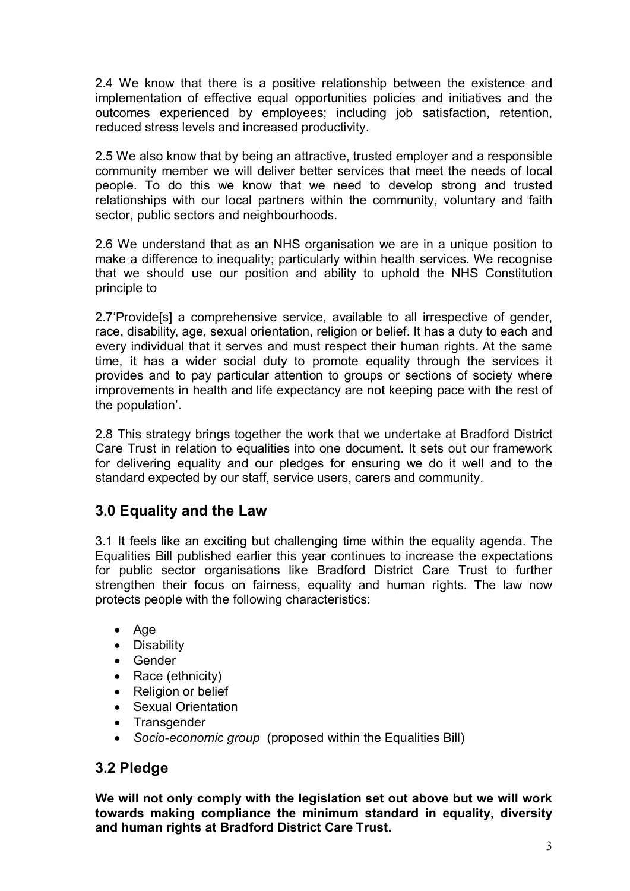2.4 We know that there is a positive relationship between the existence and implementation of effective equal opportunities policies and initiatives and the outcomes experienced by employees; including job satisfaction, retention, reduced stress levels and increased productivity.

2.5 We also know that by being an attractive, trusted employer and a responsible community member we will deliver better services that meet the needs of local people. To do this we know that we need to develop strong and trusted relationships with our local partners within the community, voluntary and faith sector, public sectors and neighbourhoods.

2.6 We understand that as an NHS organisation we are in a unique position to make a difference to inequality; particularly within health services. We recognise that we should use our position and ability to uphold the NHS Constitution principle to

2.7'Provide[s] a comprehensive service, available to all irrespective of gender, race, disability, age, sexual orientation, religion or belief. It has a duty to each and every individual that it serves and must respect their human rights. At the same time, it has a wider social duty to promote equality through the services it provides and to pay particular attention to groups or sections of society where improvements in health and life expectancy are not keeping pace with the rest of the population'.

2.8 This strategy brings together the work that we undertake at Bradford District Care Trust in relation to equalities into one document. It sets out our framework for delivering equality and our pledges for ensuring we do it well and to the standard expected by our staff, service users, carers and community.

## 3.0 Equality and the Law

3.1 It feels like an exciting but challenging time within the equality agenda. The Equalities Bill published earlier this year continues to increase the expectations for public sector organisations like Bradford District Care Trust to further strengthen their focus on fairness, equality and human rights. The law now protects people with the following characteristics:

- Age
- Disability
- Gender
- Race (ethnicity)
- Religion or belief
- Sexual Orientation
- Transgender
- *Socio-economic group* (proposed within the Equalities Bill)

## 3.2 Pledge

**We will not only comply with the legislation set out above but we will work towards making compliance the minimum standard in equality, diversity and human rights at Bradford District Care Trust.**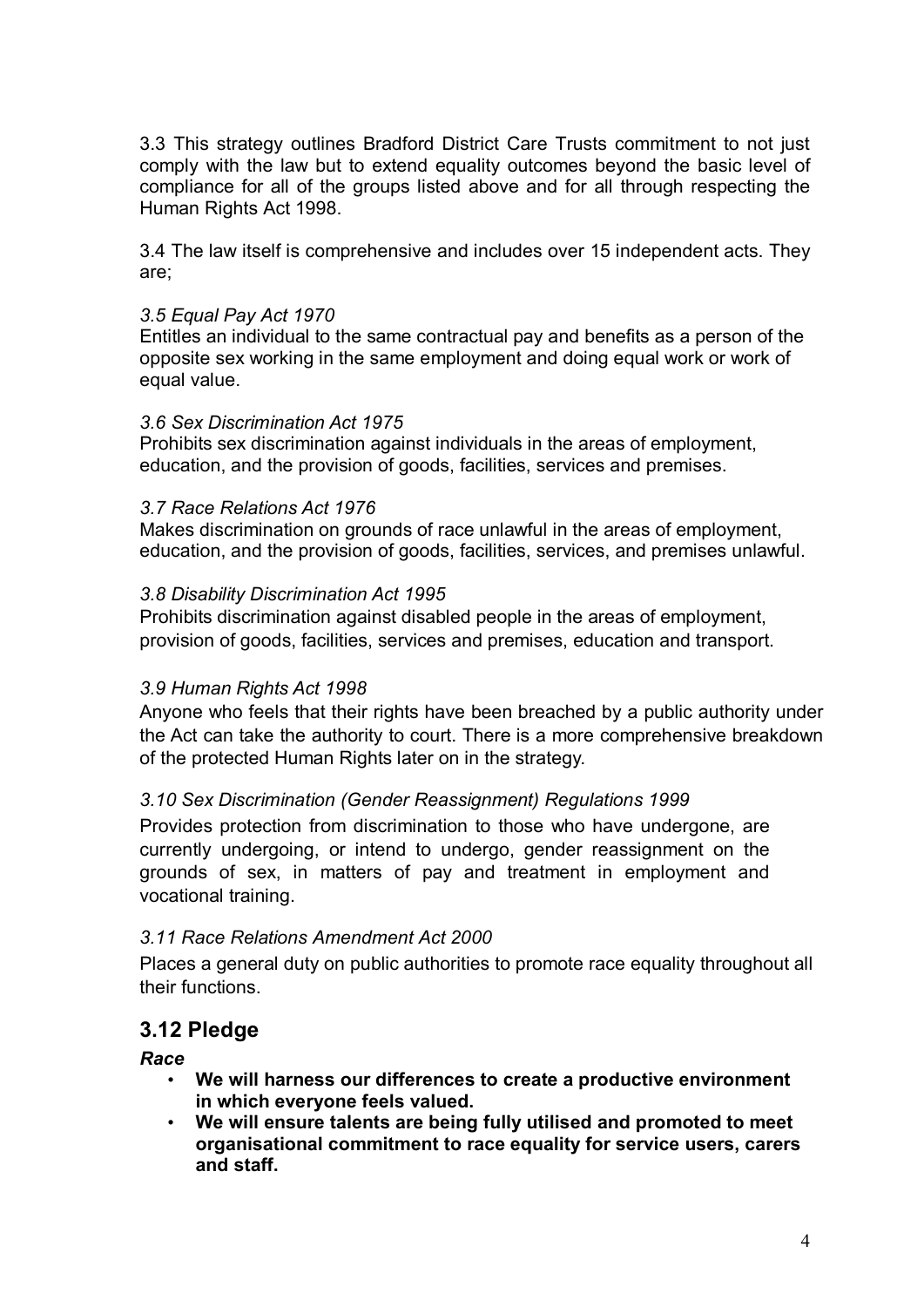3.3 This strategy outlines Bradford District Care Trusts commitment to not just comply with the law but to extend equality outcomes beyond the basic level of compliance for all of the groups listed above and for all through respecting the Human Rights Act 1998.

3.4 The law itself is comprehensive and includes over 15 independent acts. They are;

*3.5 Equal Pay Act 1970*

Entitles an individual to the same contractual pay and benefits as a person of the opposite sex working in the same employment and doing equal work or work of equal value.

*3.6 Sex Discrimination Act 1975*

Prohibits sex discrimination against individuals in the areas of employment, education, and the provision of goods, facilities, services and premises.

*3.7 Race Relations Act 1976*

Makes discrimination on grounds of race unlawful in the areas of employment, education, and the provision of goods, facilities, services, and premises unlawful.

*3.8 Disability Discrimination Act 1995*

Prohibits discrimination against disabled people in the areas of employment, provision of goods, facilities, services and premises, education and transport.

*3.9 Human Rights Act 1998*

Anyone who feels that their rights have been breached by a public authority under the Act can take the authority to court. There is a more comprehensive breakdown of the protected Human Rights later on in the strategy.

*3.10 Sex Discrimination (Gender Reassignment) Regulations 1999*

Provides protection from discrimination to those who have undergone, are currently undergoing, or intend to undergo, gender reassignment on the grounds of sex, in matters of pay and treatment in employment and vocational training.

*3.11 Race Relations Amendment Act 2000*

Places a general duty on public authorities to promote race equality throughout all their functions.

## 3.12 Pledge

***Race***

- **We will harness our differences to create a productive environment in which everyone feels valued.**
- **We will ensure talents are being fully utilised and promoted to meet organisational commitment to race equality for service users, carers and staff.**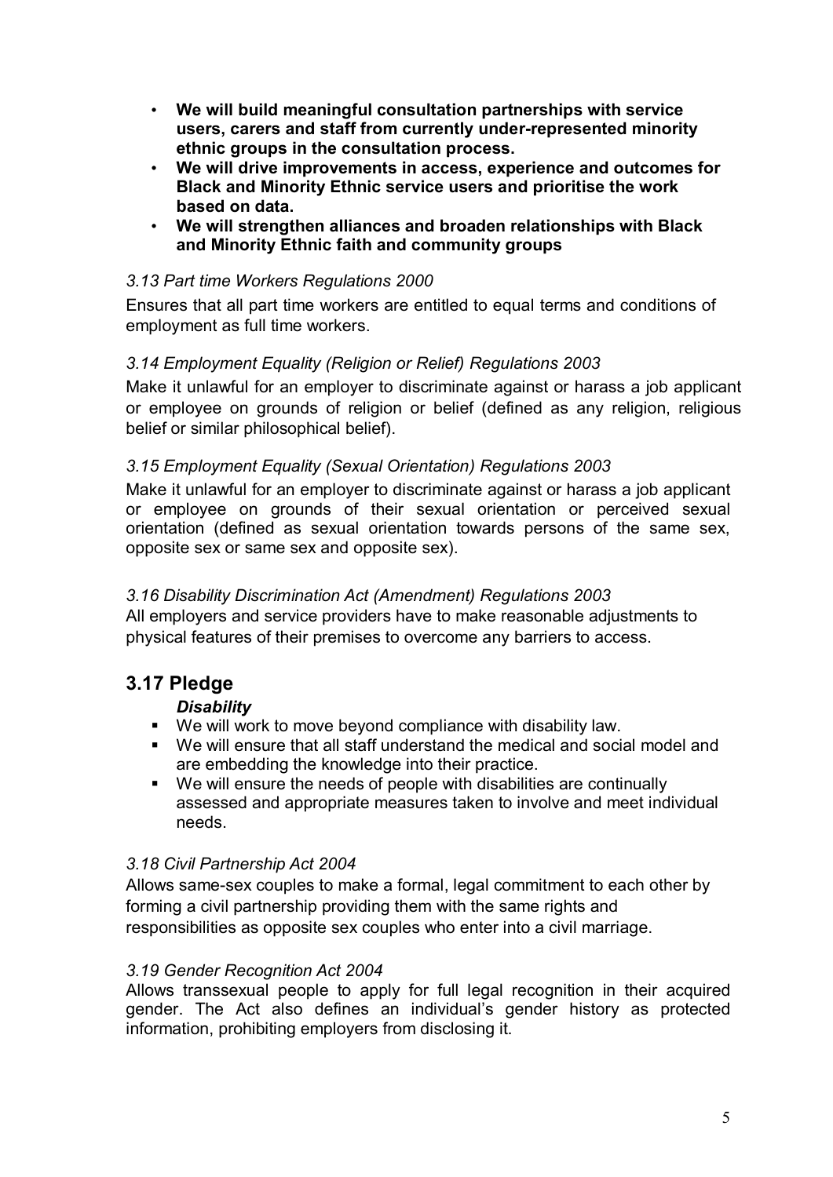- **We will build meaningful consultation partnerships with service users, carers and staff from currently under-represented minority ethnic groups in the consultation process.**
- **We will drive improvements in access, experience and outcomes for Black and Minority Ethnic service users and prioritise the work based on data.**
- **We will strengthen alliances and broaden relationships with Black and Minority Ethnic faith and community groups**

*3.13 Part time Workers Regulations 2000*

Ensures that all part time workers are entitled to equal terms and conditions of employment as full time workers.

*3.14 Employment Equality (Religion or Relief) Regulations 2003*

Make it unlawful for an employer to discriminate against or harass a job applicant or employee on grounds of religion or belief (defined as any religion, religious belief or similar philosophical belief).

*3.15 Employment Equality (Sexual Orientation) Regulations 2003*

Make it unlawful for an employer to discriminate against or harass a job applicant or employee on grounds of their sexual orientation or perceived sexual orientation (defined as sexual orientation towards persons of the same sex, opposite sex or same sex and opposite sex).

*3.16 Disability Discrimination Act (Amendment) Regulations 2003*

All employers and service providers have to make reasonable adjustments to physical features of their premises to overcome any barriers to access.

## 3.17 Pledge

***Disability***

- We will work to move beyond compliance with disability law.
- We will ensure that all staff understand the medical and social model and are embedding the knowledge into their practice.
- We will ensure the needs of people with disabilities are continually assessed and appropriate measures taken to involve and meet individual needs.

*3.18 Civil Partnership Act 2004*

Allows same-sex couples to make a formal, legal commitment to each other by forming a civil partnership providing them with the same rights and responsibilities as opposite sex couples who enter into a civil marriage.

*3.19 Gender Recognition Act 2004*

Allows transsexual people to apply for full legal recognition in their acquired gender. The Act also defines an individual's gender history as protected information, prohibiting employers from disclosing it.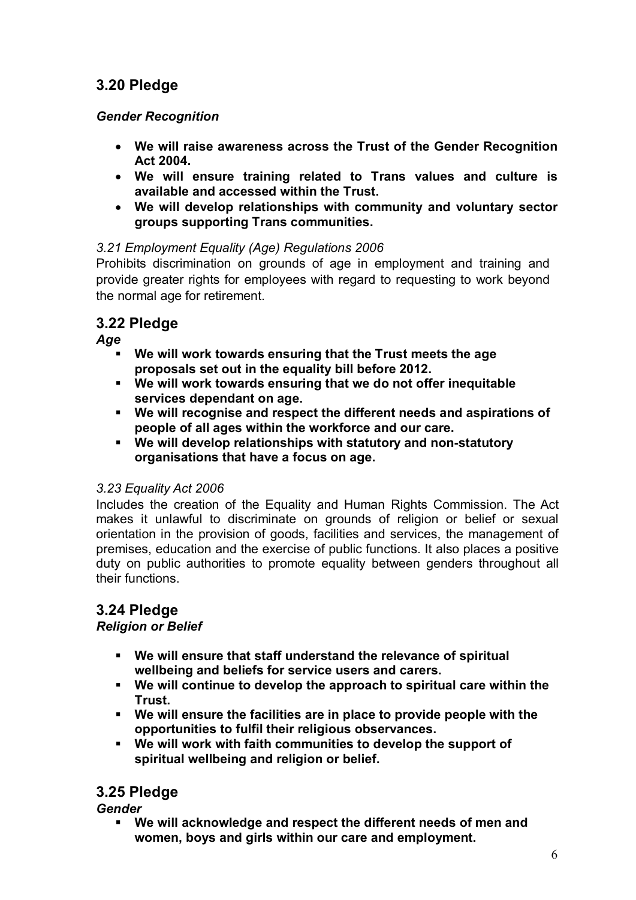## 3.20 Pledge

***Gender Recognition***

- **We will raise awareness across the Trust of the Gender Recognition Act 2004.**
- **We will ensure training related to Trans values and culture is available and accessed within the Trust.**
- **We will develop relationships with community and voluntary sector groups supporting Trans communities.**

*3.21 Employment Equality (Age) Regulations 2006*

Prohibits discrimination on grounds of age in employment and training and provide greater rights for employees with regard to requesting to work beyond the normal age for retirement.

## 3.22 Pledge

***Age***

- **We will work towards ensuring that the Trust meets the age proposals set out in the equality bill before 2012.**
- **We will work towards ensuring that we do not offer inequitable services dependant on age.**
- **We will recognise and respect the different needs and aspirations of people of all ages within the workforce and our care.**
- **We will develop relationships with statutory and non-statutory organisations that have a focus on age.**

*3.23 Equality Act 2006*

Includes the creation of the Equality and Human Rights Commission. The Act makes it unlawful to discriminate on grounds of religion or belief or sexual orientation in the provision of goods, facilities and services, the management of premises, education and the exercise of public functions. It also places a positive duty on public authorities to promote equality between genders throughout all their functions.

## 3.24 Pledge

***Religion or Belief***

- **We will ensure that staff understand the relevance of spiritual wellbeing and beliefs for service users and carers.**
- **We will continue to develop the approach to spiritual care within the Trust.**
- **We will ensure the facilities are in place to provide people with the opportunities to fulfil their religious observances.**
- **We will work with faith communities to develop the support of spiritual wellbeing and religion or belief.**

## 3.25 Pledge

***Gender***

- **We will acknowledge and respect the different needs of men and women, boys and girls within our care and employment.**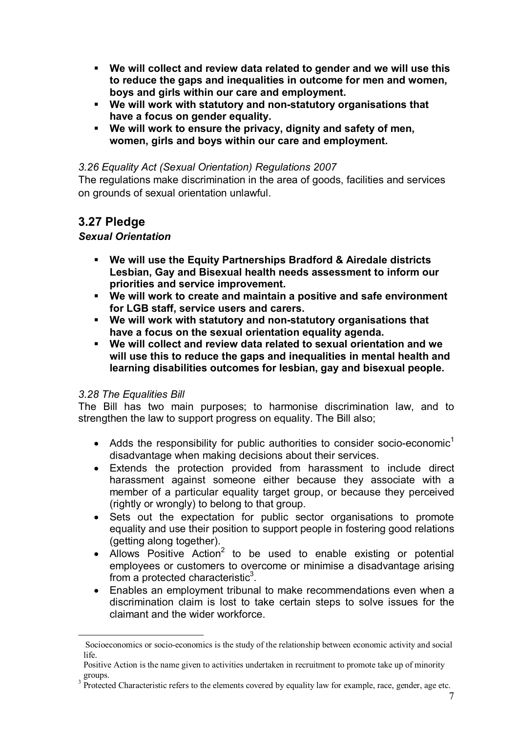- **We will collect and review data related to gender and we will use this to reduce the gaps and inequalities in outcome for men and women, boys and girls within our care and employment.**
- **We will work with statutory and non-statutory organisations that have a focus on gender equality.**
- **We will work to ensure the privacy, dignity and safety of men, women, girls and boys within our care and employment.**

*3.26 Equality Act (Sexual Orientation) Regulations 2007*

The regulations make discrimination in the area of goods, facilities and services on grounds of sexual orientation unlawful.

## 3.27 Pledge

***Sexual Orientation***

- **We will use the Equity Partnerships Bradford & Airedale districts Lesbian, Gay and Bisexual health needs assessment to inform our priorities and service improvement.**
- **We will work to create and maintain a positive and safe environment for LGB staff, service users and carers.**
- **We will work with statutory and non-statutory organisations that have a focus on the sexual orientation equality agenda.**
- **We will collect and review data related to sexual orientation and we will use this to reduce the gaps and inequalities in mental health and learning disabilities outcomes for lesbian, gay and bisexual people.**

*3.28 The Equalities Bill*

The Bill has two main purposes; to harmonise discrimination law, and to strengthen the law to support progress on equality. The Bill also;

- Adds the responsibility for public authorities to consider socio-economic[1] disadvantage when making decisions about their services.
- Extends the protection provided from harassment to include direct harassment against someone either because they associate with a member of a particular equality target group, or because they perceived (rightly or wrongly) to belong to that group.
- Sets out the expectation for public sector organisations to promote equality and use their position to support people in fostering good relations (getting along together).
- Allows Positive Action[2] to be used to enable existing or potential employees or customers to overcome or minimise a disadvantage arising from a protected characteristic[3].
- Enables an employment tribunal to make recommendations even when a discrimination claim is lost to take certain steps to solve issues for the claimant and the wider workforce.

---

[1] Socioeconomics or socio-economics is the study of the relationship between economic activity and social life.

[2] Positive Action is the name given to activities undertaken in recruitment to promote take up of minority groups.

[3] Protected Characteristic refers to the elements covered by equality law for example, race, gender, age etc.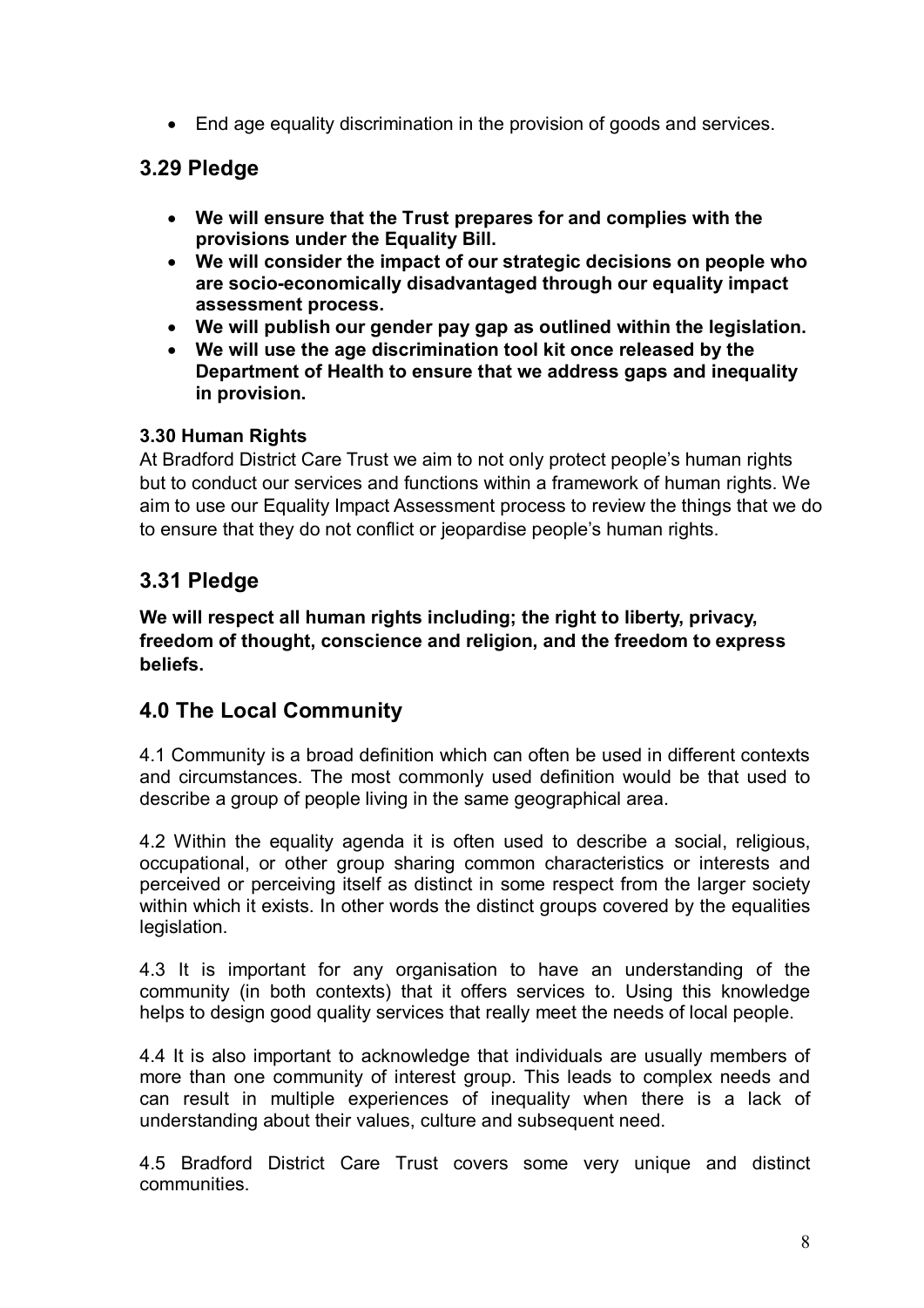- End age equality discrimination in the provision of goods and services.

## 3.29 Pledge

- **We will ensure that the Trust prepares for and complies with the provisions under the Equality Bill.**
- **We will consider the impact of our strategic decisions on people who are socio-economically disadvantaged through our equality impact assessment process.**
- **We will publish our gender pay gap as outlined within the legislation.**
- **We will use the age discrimination tool kit once released by the Department of Health to ensure that we address gaps and inequality in provision.**

### 3.30 Human Rights

At Bradford District Care Trust we aim to not only protect people's human rights but to conduct our services and functions within a framework of human rights. We aim to use our Equality Impact Assessment process to review the things that we do to ensure that they do not conflict or jeopardise people's human rights.

## 3.31 Pledge

**We will respect all human rights including; the right to liberty, privacy, freedom of thought, conscience and religion, and the freedom to express beliefs.**

## 4.0 The Local Community

4.1 Community is a broad definition which can often be used in different contexts and circumstances. The most commonly used definition would be that used to describe a group of people living in the same geographical area.

4.2 Within the equality agenda it is often used to describe a social, religious, occupational, or other group sharing common characteristics or interests and perceived or perceiving itself as distinct in some respect from the larger society within which it exists. In other words the distinct groups covered by the equalities legislation.

4.3 It is important for any organisation to have an understanding of the community (in both contexts) that it offers services to. Using this knowledge helps to design good quality services that really meet the needs of local people.

4.4 It is also important to acknowledge that individuals are usually members of more than one community of interest group. This leads to complex needs and can result in multiple experiences of inequality when there is a lack of understanding about their values, culture and subsequent need.

4.5 Bradford District Care Trust covers some very unique and distinct communities.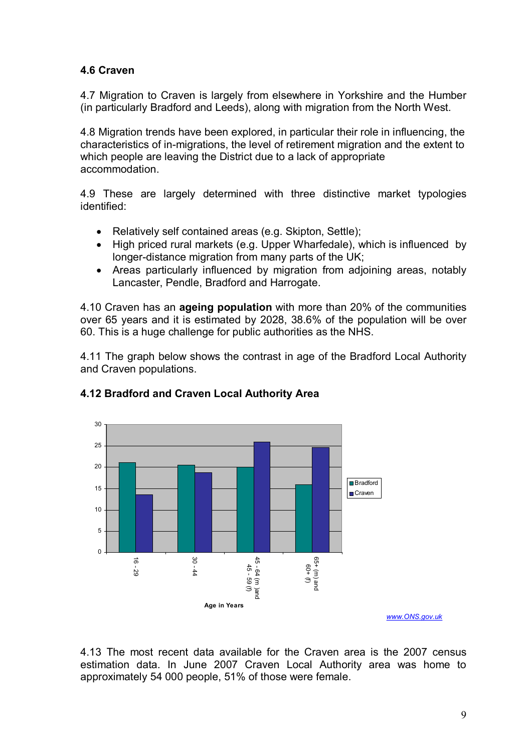**4.6 Craven**

4.7 Migration to Craven is largely from elsewhere in Yorkshire and the Humber (in particularly Bradford and Leeds), along with migration from the North West.

4.8 Migration trends have been explored, in particular their role in influencing, the characteristics of in-migrations, the level of retirement migration and the extent to which people are leaving the District due to a lack of appropriate accommodation.

4.9 These are largely determined with three distinctive market typologies identified:

- Relatively self contained areas (e.g. Skipton, Settle);
- High priced rural markets (e.g. Upper Wharfedale), which is influenced by longer-distance migration from many parts of the UK;
- Areas particularly influenced by migration from adjoining areas, notably Lancaster, Pendle, Bradford and Harrogate.

4.10 Craven has an **ageing population** with more than 20% of the communities over 65 years and it is estimated by 2028, 38.6% of the population will be over 60. This is a huge challenge for public authorities as the NHS.

4.11 The graph below shows the contrast in age of the Bradford Local Authority and Craven populations.

**4.12 Bradford and Craven Local Authority Area**

www.ONS.gov.uk

4.13 The most recent data available for the Craven area is the 2007 census estimation data. In June 2007 Craven Local Authority area was home to approximately 54 000 people, 51% of those were female.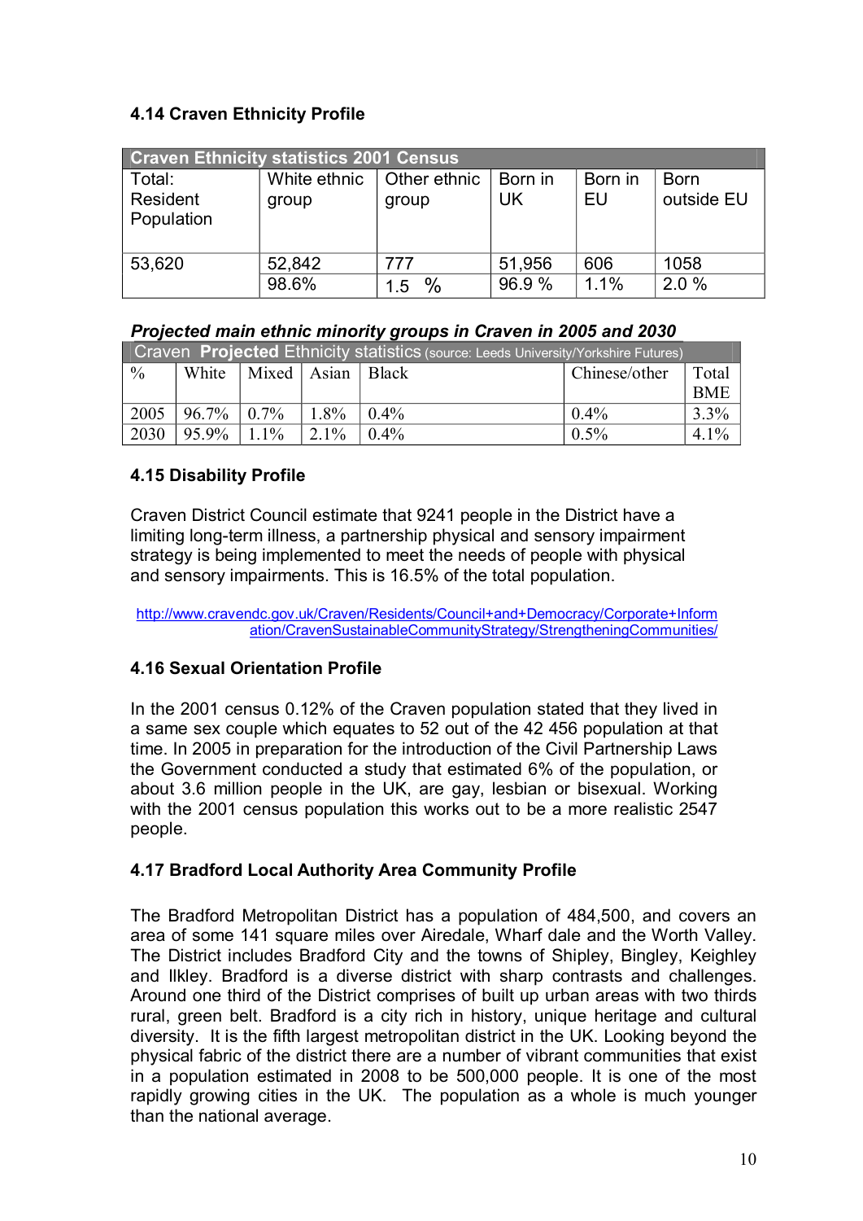### 4.14 Craven Ethnicity Profile

| Craven Ethnicity statistics 2001 Census | | | | | |
|---|---|---|---|---|---|
| Total: Resident Population | White ethnic group | Other ethnic group | Born in UK | Born in EU | Born outside EU |
| 53,620 | 52,842 | 777 | 51,956 | 606 | 1058 |
| | 98.6% | 1.5 % | 96.9 % | 1.1% | 2.0 % |

***Projected main ethnic minority groups in Craven in 2005 and 2030***

| Craven **Projected** Ethnicity statistics (source: Leeds University/Yorkshire Futures) | | | | | | |
|---|---|---|---|---|---|---|
| % | White | Mixed | Asian | Black | Chinese/other | Total BME |
| 2005 | 96.7% | 0.7% | 1.8% | 0.4% | 0.4% | 3.3% |
| 2030 | 95.9% | 1.1% | 2.1% | 0.4% | 0.5% | 4.1% |

### 4.15 Disability Profile

Craven District Council estimate that 9241 people in the District have a limiting long-term illness, a partnership physical and sensory impairment strategy is being implemented to meet the needs of people with physical and sensory impairments. This is 16.5% of the total population.

http://www.cravendc.gov.uk/Craven/Residents/Council+and+Democracy/Corporate+Information/CravenSustainableCommunityStrategy/StrengtheningCommunities/

### 4.16 Sexual Orientation Profile

In the 2001 census 0.12% of the Craven population stated that they lived in a same sex couple which equates to 52 out of the 42 456 population at that time. In 2005 in preparation for the introduction of the Civil Partnership Laws the Government conducted a study that estimated 6% of the population, or about 3.6 million people in the UK, are gay, lesbian or bisexual. Working with the 2001 census population this works out to be a more realistic 2547 people.

### 4.17 Bradford Local Authority Area Community Profile

The Bradford Metropolitan District has a population of 484,500, and covers an area of some 141 square miles over Airedale, Wharf dale and the Worth Valley. The District includes Bradford City and the towns of Shipley, Bingley, Keighley and Ilkley. Bradford is a diverse district with sharp contrasts and challenges. Around one third of the District comprises of built up urban areas with two thirds rural, green belt. Bradford is a city rich in history, unique heritage and cultural diversity. It is the fifth largest metropolitan district in the UK. Looking beyond the physical fabric of the district there are a number of vibrant communities that exist in a population estimated in 2008 to be 500,000 people. It is one of the most rapidly growing cities in the UK. The population as a whole is much younger than the national average.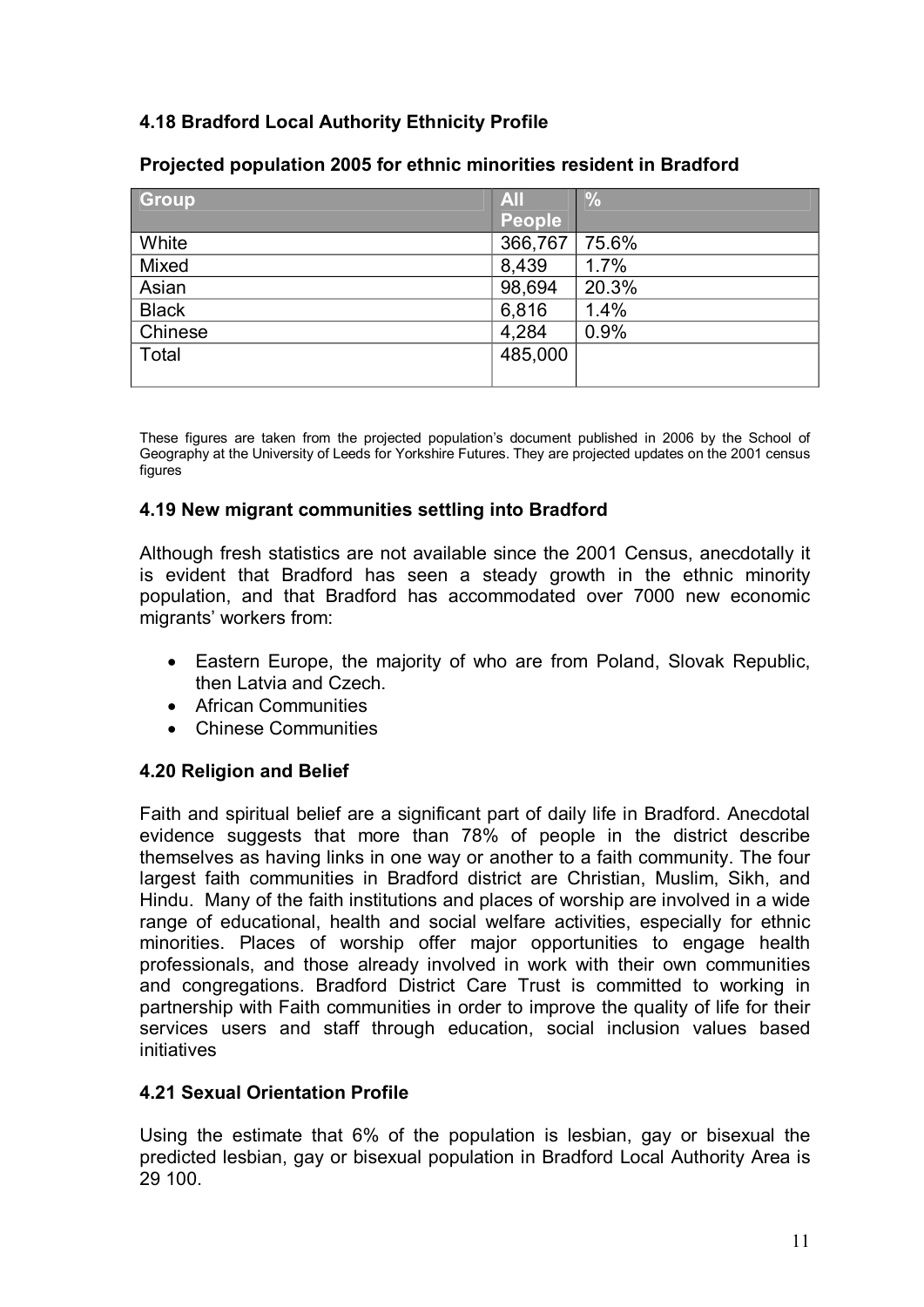### 4.18 Bradford Local Authority Ethnicity Profile

**Projected population 2005 for ethnic minorities resident in Bradford**

| Group | All People | % |
|---|---|---|
| White | 366,767 | 75.6% |
| Mixed | 8,439 | 1.7% |
| Asian | 98,694 | 20.3% |
| Black | 6,816 | 1.4% |
| Chinese | 4,284 | 0.9% |
| Total | 485,000 | |

These figures are taken from the projected population's document published in 2006 by the School of Geography at the University of Leeds for Yorkshire Futures. They are projected updates on the 2001 census figures

### 4.19 New migrant communities settling into Bradford

Although fresh statistics are not available since the 2001 Census, anecdotally it is evident that Bradford has seen a steady growth in the ethnic minority population, and that Bradford has accommodated over 7000 new economic migrants' workers from:

- Eastern Europe, the majority of who are from Poland, Slovak Republic, then Latvia and Czech.
- African Communities
- Chinese Communities

### 4.20 Religion and Belief

Faith and spiritual belief are a significant part of daily life in Bradford. Anecdotal evidence suggests that more than 78% of people in the district describe themselves as having links in one way or another to a faith community. The four largest faith communities in Bradford district are Christian, Muslim, Sikh, and Hindu. Many of the faith institutions and places of worship are involved in a wide range of educational, health and social welfare activities, especially for ethnic minorities. Places of worship offer major opportunities to engage health professionals, and those already involved in work with their own communities and congregations. Bradford District Care Trust is committed to working in partnership with Faith communities in order to improve the quality of life for their services users and staff through education, social inclusion values based initiatives

### 4.21 Sexual Orientation Profile

Using the estimate that 6% of the population is lesbian, gay or bisexual the predicted lesbian, gay or bisexual population in Bradford Local Authority Area is 29 100.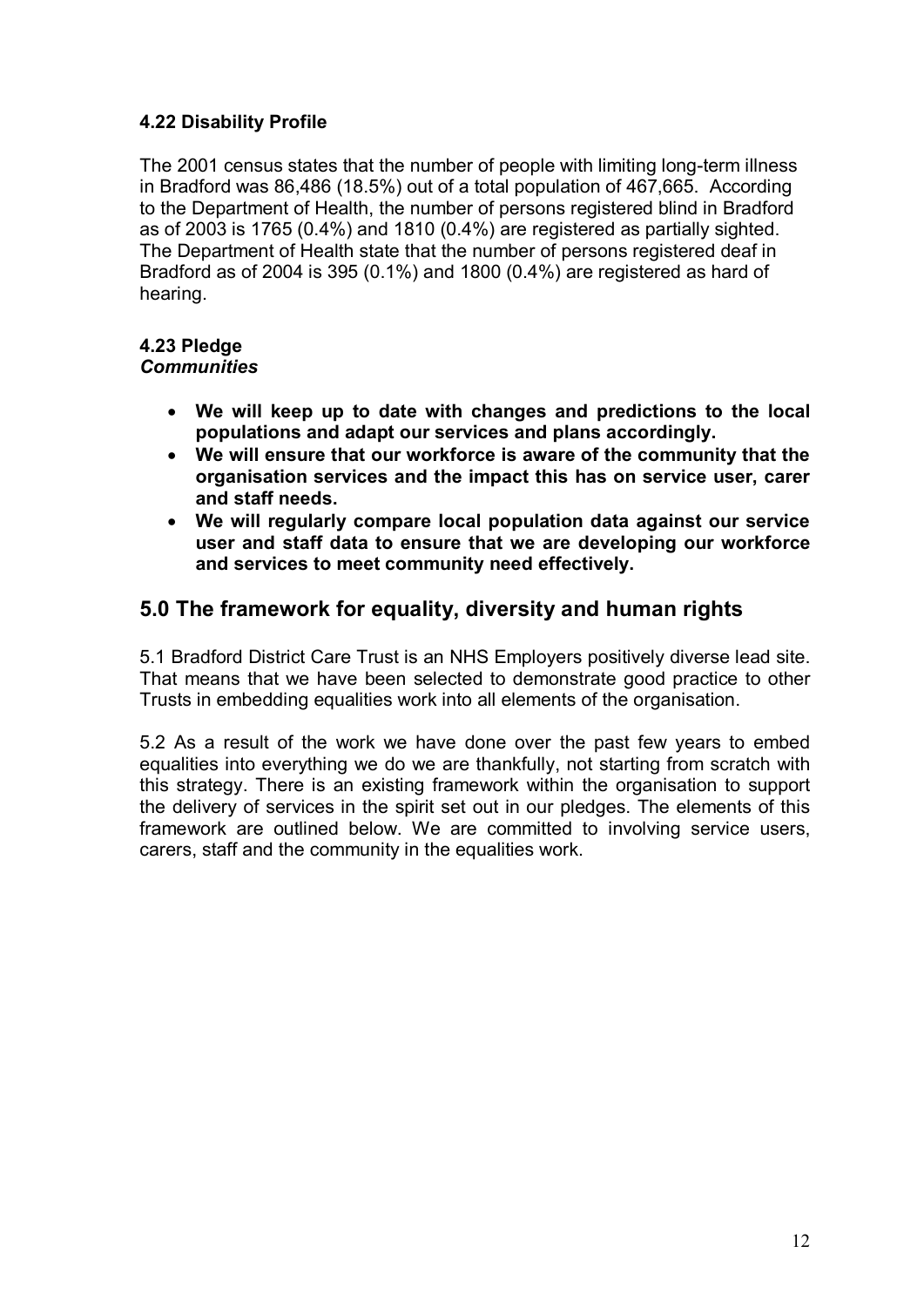#### 4.22 Disability Profile

The 2001 census states that the number of people with limiting long-term illness in Bradford was 86,486 (18.5%) out of a total population of 467,665. According to the Department of Health, the number of persons registered blind in Bradford as of 2003 is 1765 (0.4%) and 1810 (0.4%) are registered as partially sighted. The Department of Health state that the number of persons registered deaf in Bradford as of 2004 is 395 (0.1%) and 1800 (0.4%) are registered as hard of hearing.

#### 4.23 Pledge

***Communities***

- **We will keep up to date with changes and predictions to the local populations and adapt our services and plans accordingly.**
- **We will ensure that our workforce is aware of the community that the organisation services and the impact this has on service user, carer and staff needs.**
- **We will regularly compare local population data against our service user and staff data to ensure that we are developing our workforce and services to meet community need effectively.**

## 5.0 The framework for equality, diversity and human rights

5.1 Bradford District Care Trust is an NHS Employers positively diverse lead site. That means that we have been selected to demonstrate good practice to other Trusts in embedding equalities work into all elements of the organisation.

5.2 As a result of the work we have done over the past few years to embed equalities into everything we do we are thankfully, not starting from scratch with this strategy. There is an existing framework within the organisation to support the delivery of services in the spirit set out in our pledges. The elements of this framework are outlined below. We are committed to involving service users, carers, staff and the community in the equalities work.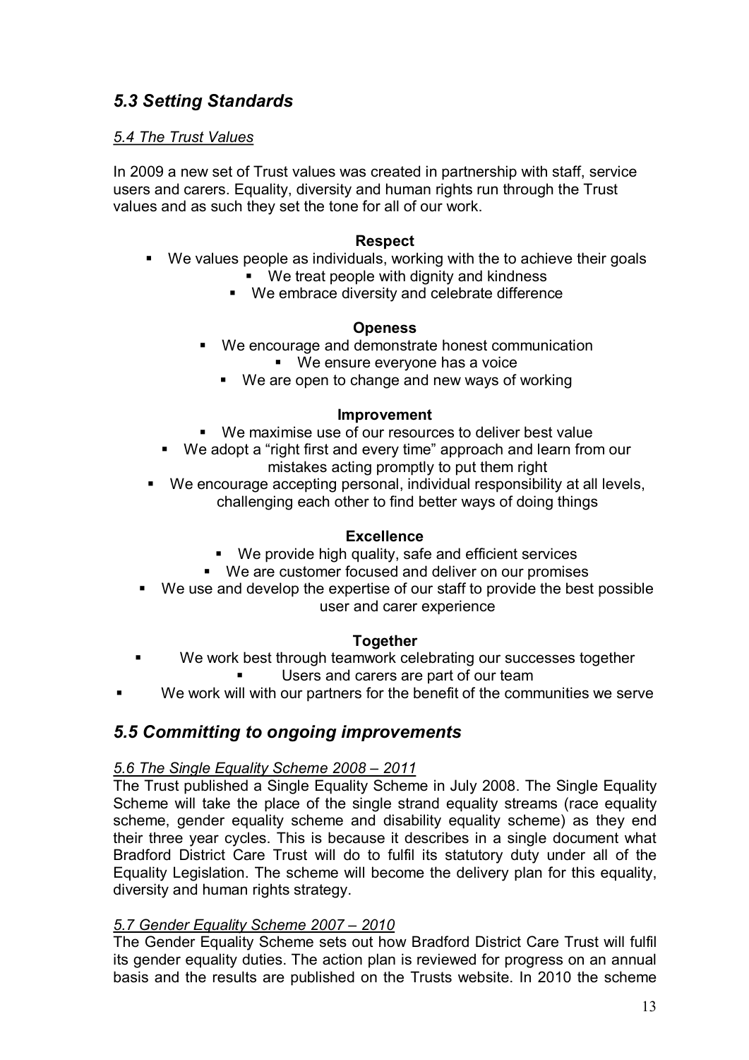## *5.3 Setting Standards*

*5.4 The Trust Values*

In 2009 a new set of Trust values was created in partnership with staff, service users and carers. Equality, diversity and human rights run through the Trust values and as such they set the tone for all of our work.

**Respect**

- We values people as individuals, working with the to achieve their goals
- We treat people with dignity and kindness
- We embrace diversity and celebrate difference

**Openess**

- We encourage and demonstrate honest communication
- We ensure everyone has a voice
- We are open to change and new ways of working

**Improvement**

- We maximise use of our resources to deliver best value
- We adopt a "right first and every time" approach and learn from our mistakes acting promptly to put them right
- We encourage accepting personal, individual responsibility at all levels, challenging each other to find better ways of doing things

**Excellence**

- We provide high quality, safe and efficient services
- We are customer focused and deliver on our promises
- We use and develop the expertise of our staff to provide the best possible user and carer experience

**Together**

- We work best through teamwork celebrating our successes together
- Users and carers are part of our team
- We work will with our partners for the benefit of the communities we serve

## *5.5 Committing to ongoing improvements*

*5.6 The Single Equality Scheme 2008 – 2011*

The Trust published a Single Equality Scheme in July 2008. The Single Equality Scheme will take the place of the single strand equality streams (race equality scheme, gender equality scheme and disability equality scheme) as they end their three year cycles. This is because it describes in a single document what Bradford District Care Trust will do to fulfil its statutory duty under all of the Equality Legislation. The scheme will become the delivery plan for this equality, diversity and human rights strategy.

*5.7 Gender Equality Scheme 2007 – 2010*

The Gender Equality Scheme sets out how Bradford District Care Trust will fulfil its gender equality duties. The action plan is reviewed for progress on an annual basis and the results are published on the Trusts website. In 2010 the scheme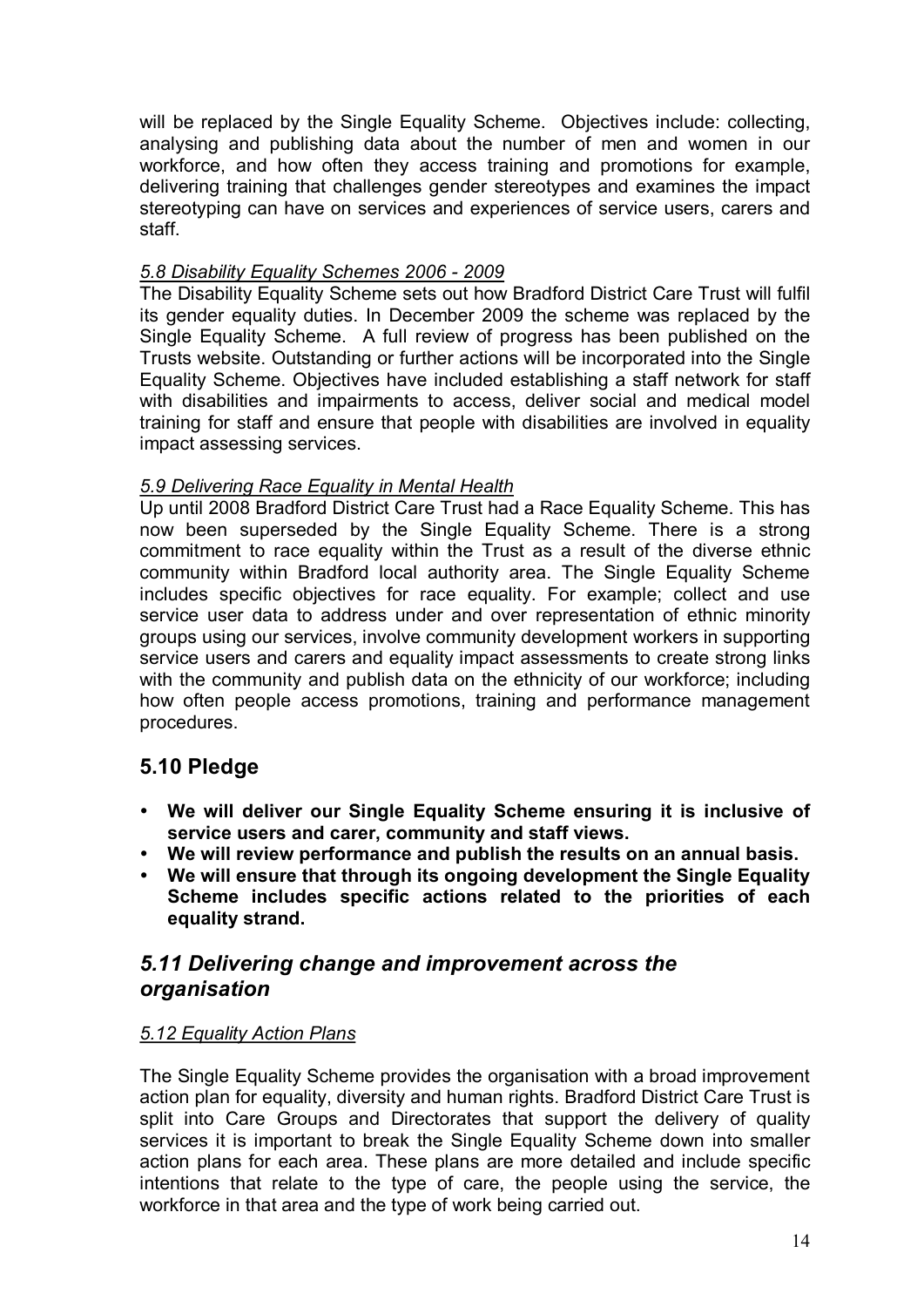will be replaced by the Single Equality Scheme. Objectives include: collecting, analysing and publishing data about the number of men and women in our workforce, and how often they access training and promotions for example, delivering training that challenges gender stereotypes and examines the impact stereotyping can have on services and experiences of service users, carers and staff.

*5.8 Disability Equality Schemes 2006 - 2009*

The Disability Equality Scheme sets out how Bradford District Care Trust will fulfil its gender equality duties. In December 2009 the scheme was replaced by the Single Equality Scheme. A full review of progress has been published on the Trusts website. Outstanding or further actions will be incorporated into the Single Equality Scheme. Objectives have included establishing a staff network for staff with disabilities and impairments to access, deliver social and medical model training for staff and ensure that people with disabilities are involved in equality impact assessing services.

*5.9 Delivering Race Equality in Mental Health*

Up until 2008 Bradford District Care Trust had a Race Equality Scheme. This has now been superseded by the Single Equality Scheme. There is a strong commitment to race equality within the Trust as a result of the diverse ethnic community within Bradford local authority area. The Single Equality Scheme includes specific objectives for race equality. For example; collect and use service user data to address under and over representation of ethnic minority groups using our services, involve community development workers in supporting service users and carers and equality impact assessments to create strong links with the community and publish data on the ethnicity of our workforce; including how often people access promotions, training and performance management procedures.

## 5.10 Pledge

- **We will deliver our Single Equality Scheme ensuring it is inclusive of service users and carer, community and staff views.**
- **We will review performance and publish the results on an annual basis.**
- **We will ensure that through its ongoing development the Single Equality Scheme includes specific actions related to the priorities of each equality strand.**

## *5.11 Delivering change and improvement across the organisation*

*5.12 Equality Action Plans*

The Single Equality Scheme provides the organisation with a broad improvement action plan for equality, diversity and human rights. Bradford District Care Trust is split into Care Groups and Directorates that support the delivery of quality services it is important to break the Single Equality Scheme down into smaller action plans for each area. These plans are more detailed and include specific intentions that relate to the type of care, the people using the service, the workforce in that area and the type of work being carried out.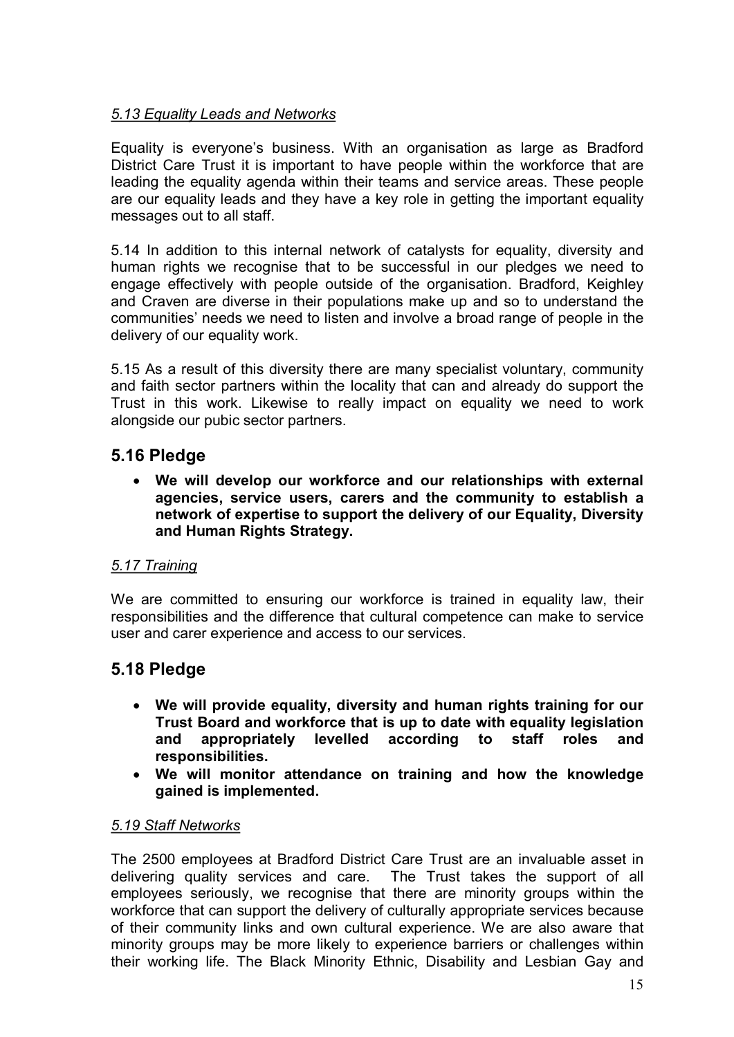*5.13 Equality Leads and Networks*

Equality is everyone's business. With an organisation as large as Bradford District Care Trust it is important to have people within the workforce that are leading the equality agenda within their teams and service areas. These people are our equality leads and they have a key role in getting the important equality messages out to all staff.

5.14 In addition to this internal network of catalysts for equality, diversity and human rights we recognise that to be successful in our pledges we need to engage effectively with people outside of the organisation. Bradford, Keighley and Craven are diverse in their populations make up and so to understand the communities' needs we need to listen and involve a broad range of people in the delivery of our equality work.

5.15 As a result of this diversity there are many specialist voluntary, community and faith sector partners within the locality that can and already do support the Trust in this work. Likewise to really impact on equality we need to work alongside our pubic sector partners.

## 5.16 Pledge

- **We will develop our workforce and our relationships with external agencies, service users, carers and the community to establish a network of expertise to support the delivery of our Equality, Diversity and Human Rights Strategy.**

*5.17 Training*

We are committed to ensuring our workforce is trained in equality law, their responsibilities and the difference that cultural competence can make to service user and carer experience and access to our services.

## 5.18 Pledge

- **We will provide equality, diversity and human rights training for our Trust Board and workforce that is up to date with equality legislation and appropriately levelled according to staff roles and responsibilities.**
- **We will monitor attendance on training and how the knowledge gained is implemented.**

*5.19 Staff Networks*

The 2500 employees at Bradford District Care Trust are an invaluable asset in delivering quality services and care. The Trust takes the support of all employees seriously, we recognise that there are minority groups within the workforce that can support the delivery of culturally appropriate services because of their community links and own cultural experience. We are also aware that minority groups may be more likely to experience barriers or challenges within their working life. The Black Minority Ethnic, Disability and Lesbian Gay and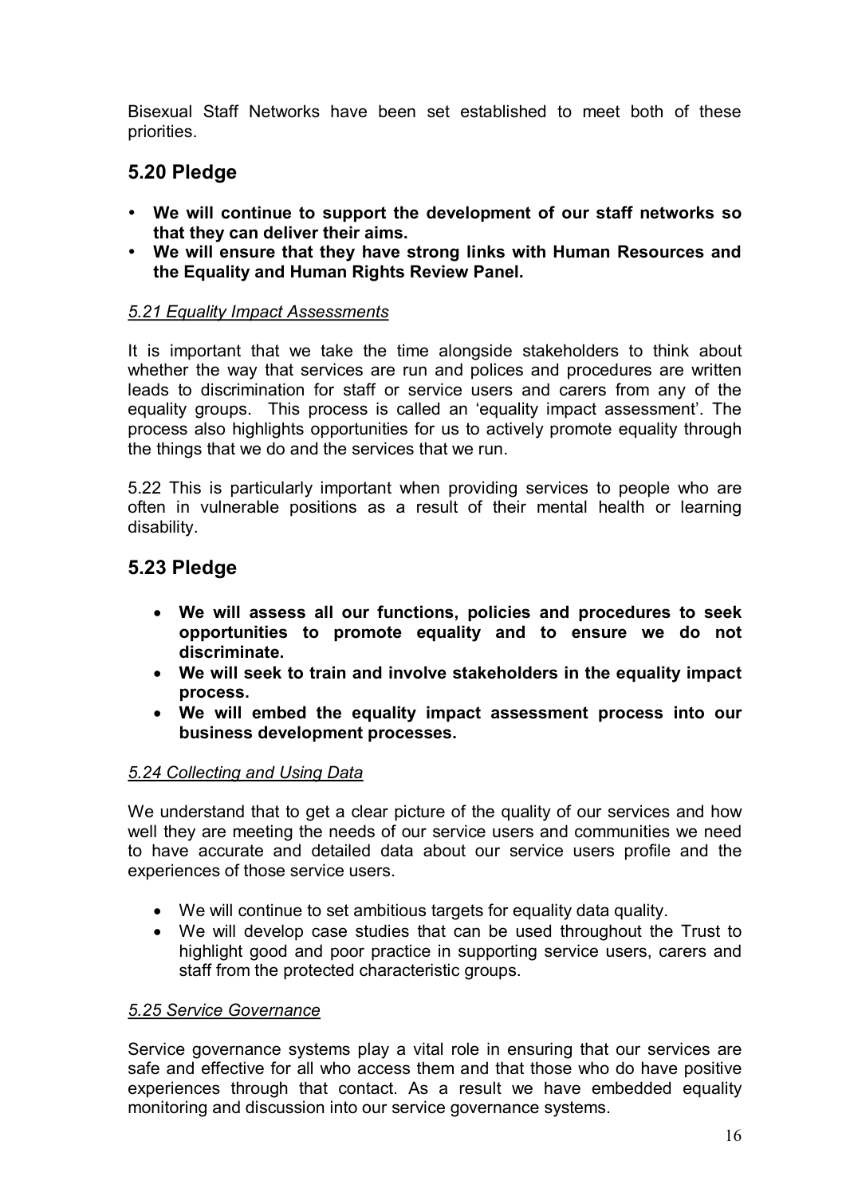Bisexual Staff Networks have been set established to meet both of these priorities.

## 5.20 Pledge

- **We will continue to support the development of our staff networks so that they can deliver their aims.**
- **We will ensure that they have strong links with Human Resources and the Equality and Human Rights Review Panel.**

*5.21 Equality Impact Assessments*

It is important that we take the time alongside stakeholders to think about whether the way that services are run and polices and procedures are written leads to discrimination for staff or service users and carers from any of the equality groups. This process is called an 'equality impact assessment'. The process also highlights opportunities for us to actively promote equality through the things that we do and the services that we run.

5.22 This is particularly important when providing services to people who are often in vulnerable positions as a result of their mental health or learning disability.

## 5.23 Pledge

- **We will assess all our functions, policies and procedures to seek opportunities to promote equality and to ensure we do not discriminate.**
- **We will seek to train and involve stakeholders in the equality impact process.**
- **We will embed the equality impact assessment process into our business development processes.**

*5.24 Collecting and Using Data*

We understand that to get a clear picture of the quality of our services and how well they are meeting the needs of our service users and communities we need to have accurate and detailed data about our service users profile and the experiences of those service users.

- We will continue to set ambitious targets for equality data quality.
- We will develop case studies that can be used throughout the Trust to highlight good and poor practice in supporting service users, carers and staff from the protected characteristic groups.

*5.25 Service Governance*

Service governance systems play a vital role in ensuring that our services are safe and effective for all who access them and that those who do have positive experiences through that contact. As a result we have embedded equality monitoring and discussion into our service governance systems.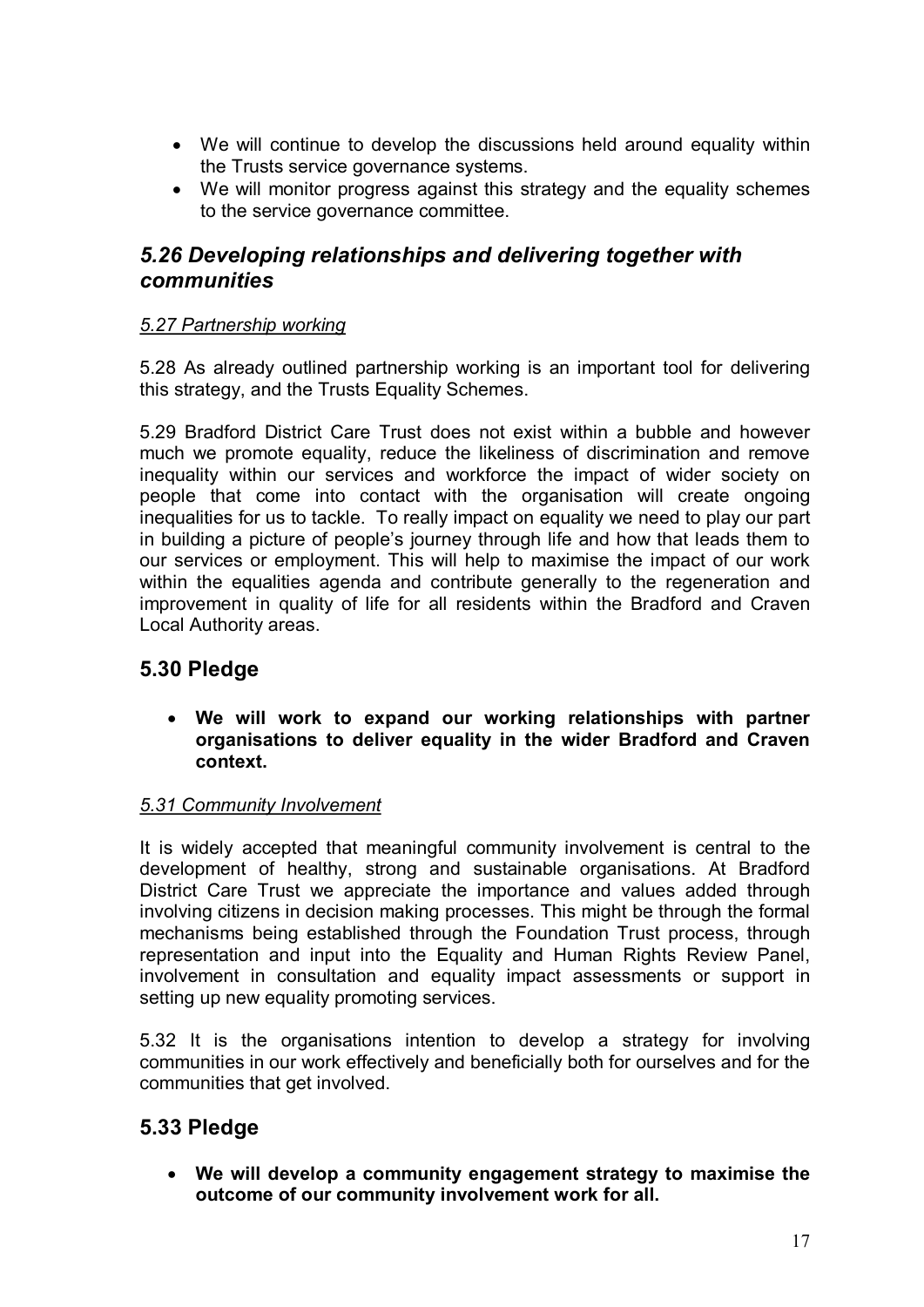- We will continue to develop the discussions held around equality within the Trusts service governance systems.
- We will monitor progress against this strategy and the equality schemes to the service governance committee.

## *5.26 Developing relationships and delivering together with communities*

*5.27 Partnership working*

5.28 As already outlined partnership working is an important tool for delivering this strategy, and the Trusts Equality Schemes.

5.29 Bradford District Care Trust does not exist within a bubble and however much we promote equality, reduce the likeliness of discrimination and remove inequality within our services and workforce the impact of wider society on people that come into contact with the organisation will create ongoing inequalities for us to tackle. To really impact on equality we need to play our part in building a picture of people's journey through life and how that leads them to our services or employment. This will help to maximise the impact of our work within the equalities agenda and contribute generally to the regeneration and improvement in quality of life for all residents within the Bradford and Craven Local Authority areas.

## 5.30 Pledge

- **We will work to expand our working relationships with partner organisations to deliver equality in the wider Bradford and Craven context.**

*5.31 Community Involvement*

It is widely accepted that meaningful community involvement is central to the development of healthy, strong and sustainable organisations. At Bradford District Care Trust we appreciate the importance and values added through involving citizens in decision making processes. This might be through the formal mechanisms being established through the Foundation Trust process, through representation and input into the Equality and Human Rights Review Panel, involvement in consultation and equality impact assessments or support in setting up new equality promoting services.

5.32 It is the organisations intention to develop a strategy for involving communities in our work effectively and beneficially both for ourselves and for the communities that get involved.

## 5.33 Pledge

- **We will develop a community engagement strategy to maximise the outcome of our community involvement work for all.**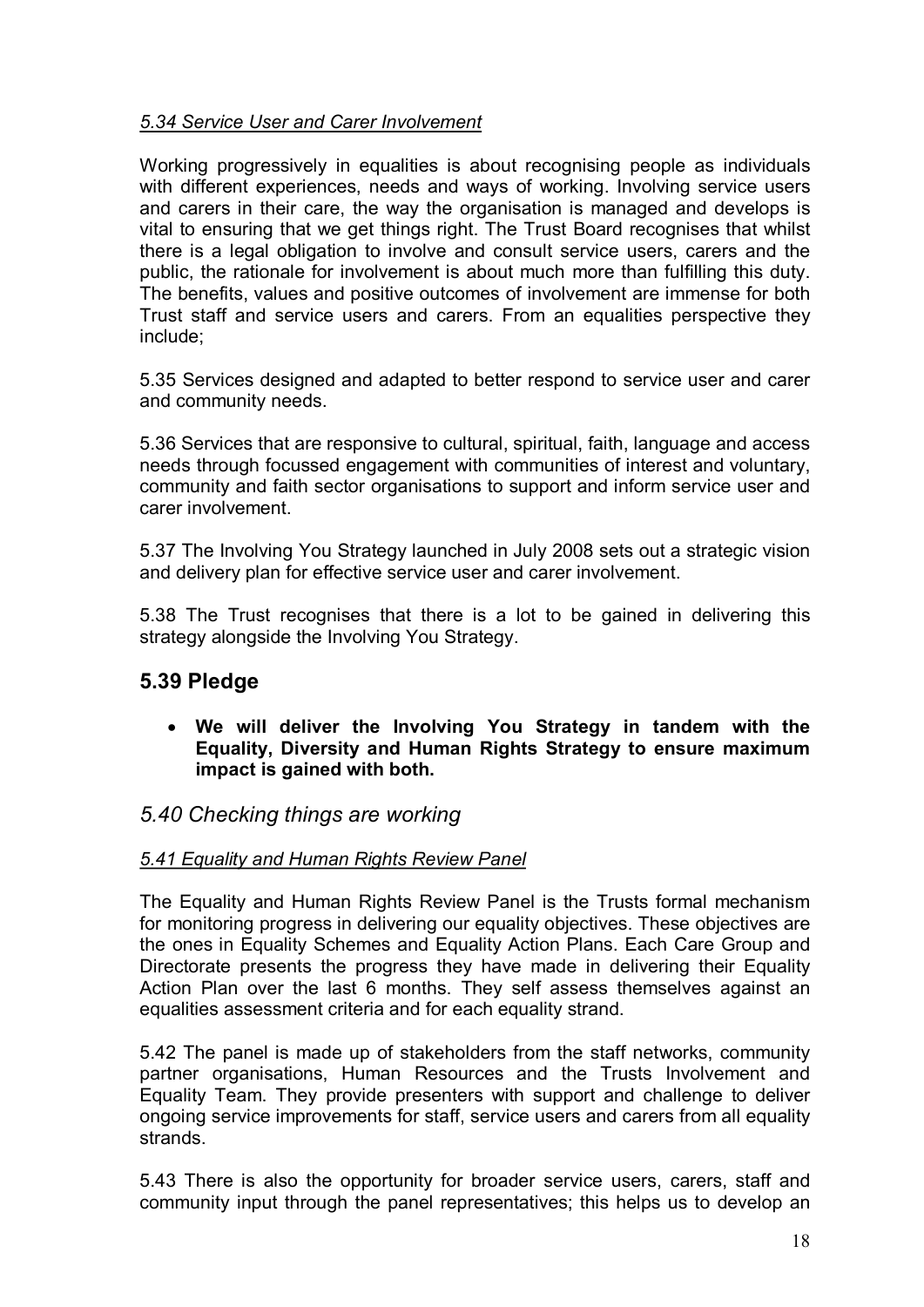*5.34 Service User and Carer Involvement*

Working progressively in equalities is about recognising people as individuals with different experiences, needs and ways of working. Involving service users and carers in their care, the way the organisation is managed and develops is vital to ensuring that we get things right. The Trust Board recognises that whilst there is a legal obligation to involve and consult service users, carers and the public, the rationale for involvement is about much more than fulfilling this duty. The benefits, values and positive outcomes of involvement are immense for both Trust staff and service users and carers. From an equalities perspective they include;

5.35 Services designed and adapted to better respond to service user and carer and community needs.

5.36 Services that are responsive to cultural, spiritual, faith, language and access needs through focussed engagement with communities of interest and voluntary, community and faith sector organisations to support and inform service user and carer involvement.

5.37 The Involving You Strategy launched in July 2008 sets out a strategic vision and delivery plan for effective service user and carer involvement.

5.38 The Trust recognises that there is a lot to be gained in delivering this strategy alongside the Involving You Strategy.

## 5.39 Pledge

- **We will deliver the Involving You Strategy in tandem with the Equality, Diversity and Human Rights Strategy to ensure maximum impact is gained with both.**

## *5.40 Checking things are working*

*5.41 Equality and Human Rights Review Panel*

The Equality and Human Rights Review Panel is the Trusts formal mechanism for monitoring progress in delivering our equality objectives. These objectives are the ones in Equality Schemes and Equality Action Plans. Each Care Group and Directorate presents the progress they have made in delivering their Equality Action Plan over the last 6 months. They self assess themselves against an equalities assessment criteria and for each equality strand.

5.42 The panel is made up of stakeholders from the staff networks, community partner organisations, Human Resources and the Trusts Involvement and Equality Team. They provide presenters with support and challenge to deliver ongoing service improvements for staff, service users and carers from all equality strands.

5.43 There is also the opportunity for broader service users, carers, staff and community input through the panel representatives; this helps us to develop an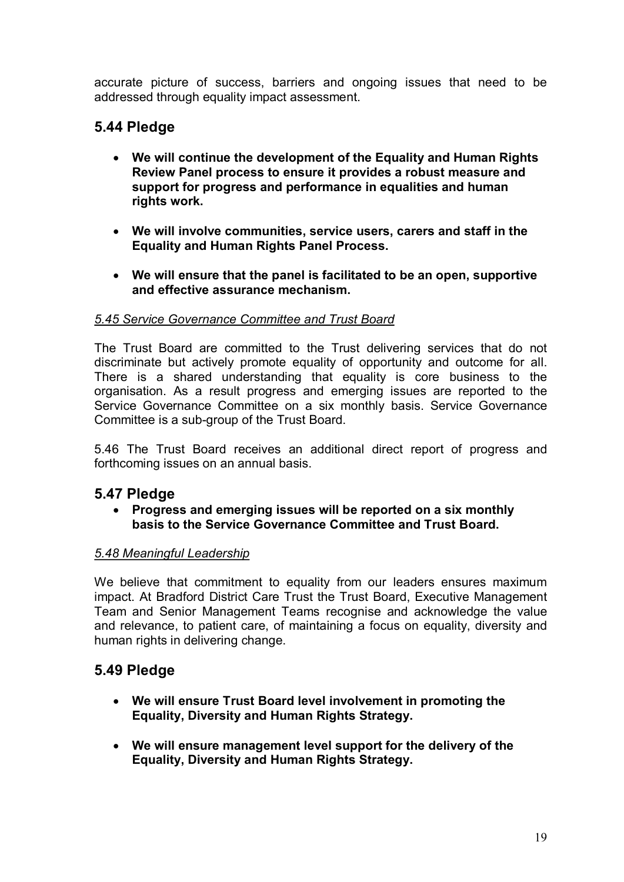accurate picture of success, barriers and ongoing issues that need to be addressed through equality impact assessment.

## 5.44 Pledge

- **We will continue the development of the Equality and Human Rights Review Panel process to ensure it provides a robust measure and support for progress and performance in equalities and human rights work.**
- **We will involve communities, service users, carers and staff in the Equality and Human Rights Panel Process.**
- **We will ensure that the panel is facilitated to be an open, supportive and effective assurance mechanism.**

*5.45 Service Governance Committee and Trust Board*

The Trust Board are committed to the Trust delivering services that do not discriminate but actively promote equality of opportunity and outcome for all. There is a shared understanding that equality is core business to the organisation. As a result progress and emerging issues are reported to the Service Governance Committee on a six monthly basis. Service Governance Committee is a sub-group of the Trust Board.

5.46 The Trust Board receives an additional direct report of progress and forthcoming issues on an annual basis.

## 5.47 Pledge

- **Progress and emerging issues will be reported on a six monthly basis to the Service Governance Committee and Trust Board.**

*5.48 Meaningful Leadership*

We believe that commitment to equality from our leaders ensures maximum impact. At Bradford District Care Trust the Trust Board, Executive Management Team and Senior Management Teams recognise and acknowledge the value and relevance, to patient care, of maintaining a focus on equality, diversity and human rights in delivering change.

## 5.49 Pledge

- **We will ensure Trust Board level involvement in promoting the Equality, Diversity and Human Rights Strategy.**
- **We will ensure management level support for the delivery of the Equality, Diversity and Human Rights Strategy.**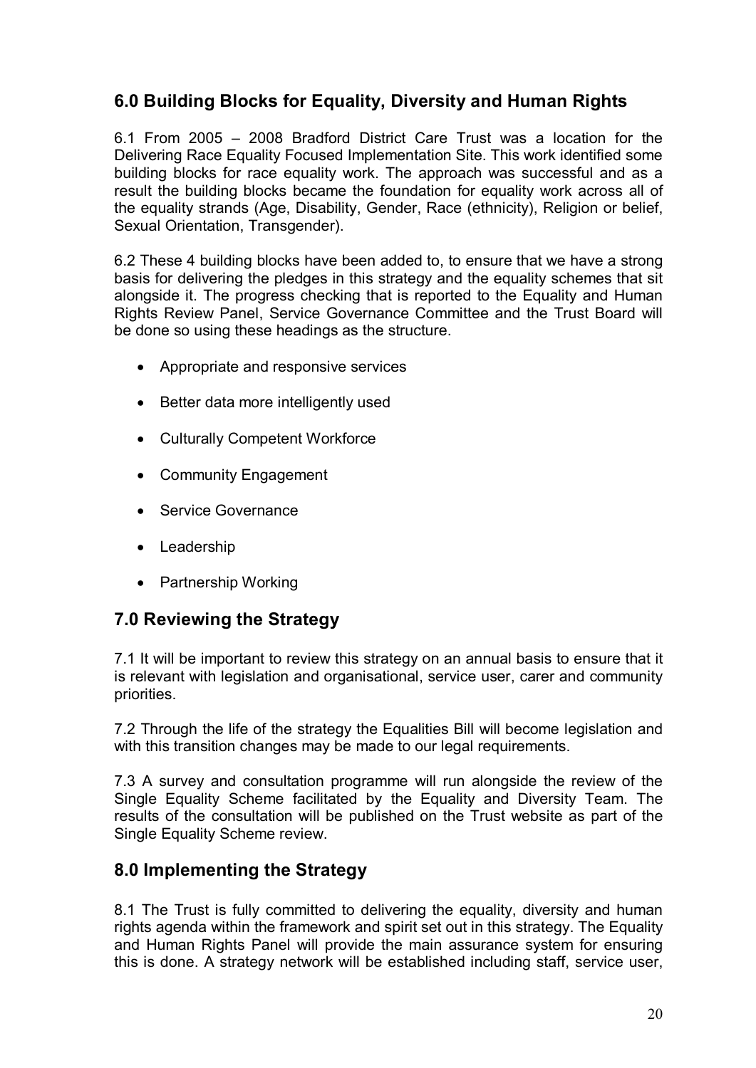## 6.0 Building Blocks for Equality, Diversity and Human Rights

6.1 From 2005 – 2008 Bradford District Care Trust was a location for the Delivering Race Equality Focused Implementation Site. This work identified some building blocks for race equality work. The approach was successful and as a result the building blocks became the foundation for equality work across all of the equality strands (Age, Disability, Gender, Race (ethnicity), Religion or belief, Sexual Orientation, Transgender).

6.2 These 4 building blocks have been added to, to ensure that we have a strong basis for delivering the pledges in this strategy and the equality schemes that sit alongside it. The progress checking that is reported to the Equality and Human Rights Review Panel, Service Governance Committee and the Trust Board will be done so using these headings as the structure.

- Appropriate and responsive services
- Better data more intelligently used
- Culturally Competent Workforce
- Community Engagement
- Service Governance
- Leadership
- Partnership Working

## 7.0 Reviewing the Strategy

7.1 It will be important to review this strategy on an annual basis to ensure that it is relevant with legislation and organisational, service user, carer and community priorities.

7.2 Through the life of the strategy the Equalities Bill will become legislation and with this transition changes may be made to our legal requirements.

7.3 A survey and consultation programme will run alongside the review of the Single Equality Scheme facilitated by the Equality and Diversity Team. The results of the consultation will be published on the Trust website as part of the Single Equality Scheme review.

## 8.0 Implementing the Strategy

8.1 The Trust is fully committed to delivering the equality, diversity and human rights agenda within the framework and spirit set out in this strategy. The Equality and Human Rights Panel will provide the main assurance system for ensuring this is done. A strategy network will be established including staff, service user,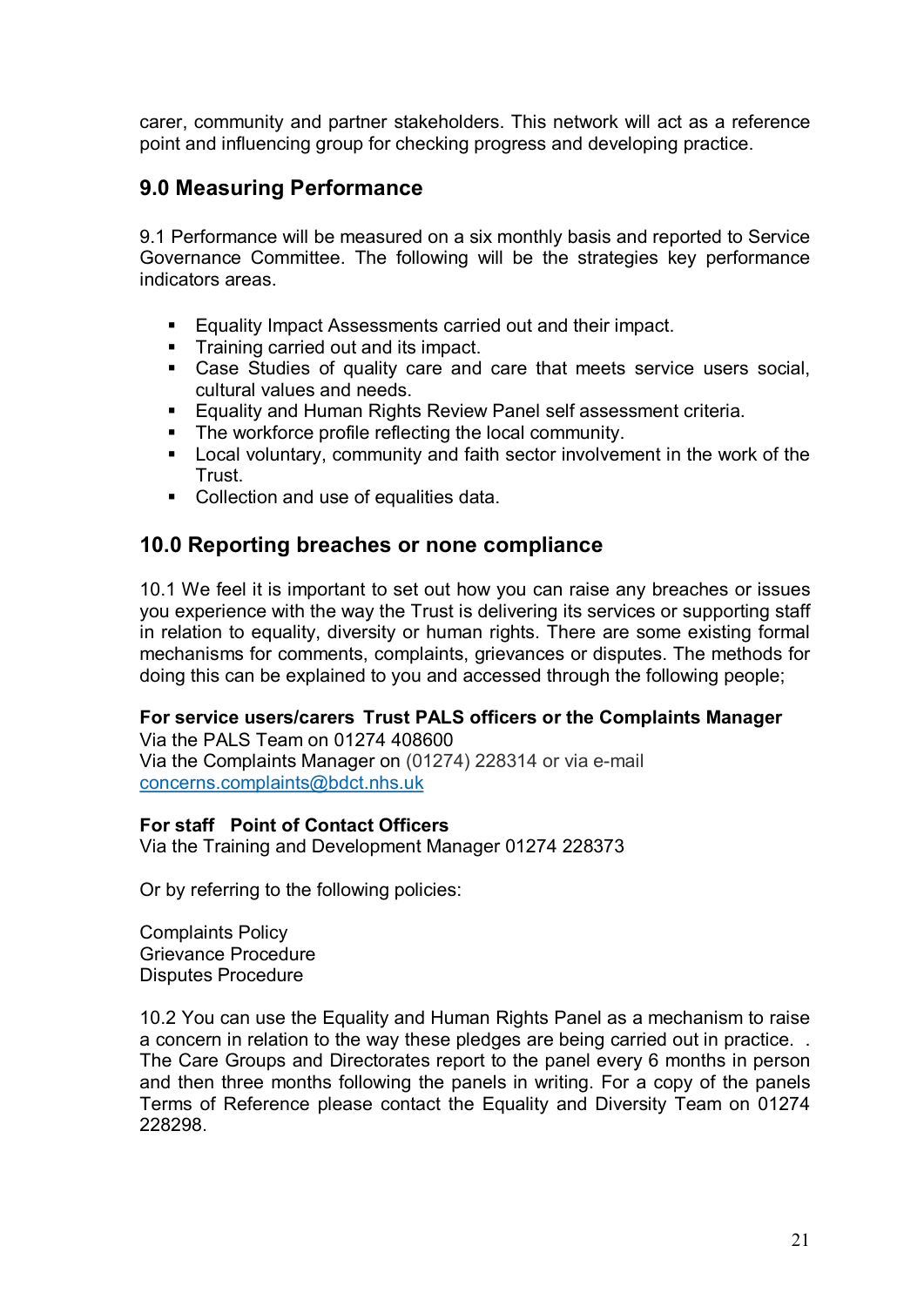carer, community and partner stakeholders. This network will act as a reference point and influencing group for checking progress and developing practice.

## 9.0 Measuring Performance

9.1 Performance will be measured on a six monthly basis and reported to Service Governance Committee. The following will be the strategies key performance indicators areas.

- Equality Impact Assessments carried out and their impact.
- Training carried out and its impact.
- Case Studies of quality care and care that meets service users social, cultural values and needs.
- Equality and Human Rights Review Panel self assessment criteria.
- The workforce profile reflecting the local community.
- Local voluntary, community and faith sector involvement in the work of the Trust.
- Collection and use of equalities data.

## 10.0 Reporting breaches or none compliance

10.1 We feel it is important to set out how you can raise any breaches or issues you experience with the way the Trust is delivering its services or supporting staff in relation to equality, diversity or human rights. There are some existing formal mechanisms for comments, complaints, grievances or disputes. The methods for doing this can be explained to you and accessed through the following people;

**For service users/carers Trust PALS officers or the Complaints Manager**
Via the PALS Team on 01274 408600
Via the Complaints Manager on (01274) 228314 or via e-mail
concerns.complaints@bdct.nhs.uk

**For staff Point of Contact Officers**
Via the Training and Development Manager 01274 228373

Or by referring to the following policies:

Complaints Policy
Grievance Procedure
Disputes Procedure

10.2 You can use the Equality and Human Rights Panel as a mechanism to raise a concern in relation to the way these pledges are being carried out in practice. . The Care Groups and Directorates report to the panel every 6 months in person and then three months following the panels in writing. For a copy of the panels Terms of Reference please contact the Equality and Diversity Team on 01274 228298.